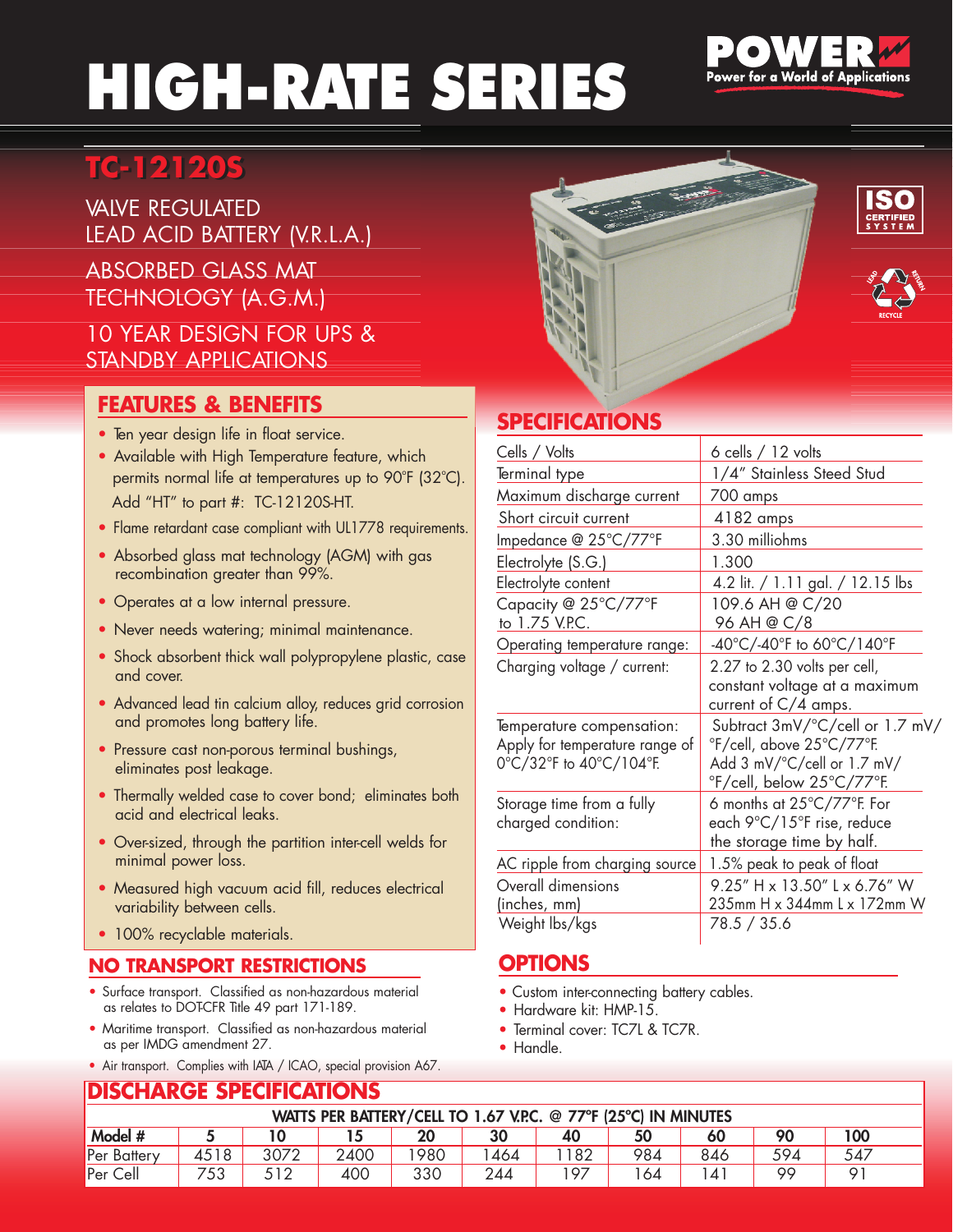# HIGH-RATE SERIES

POWER
Power for a World of Applications

## TC-12120S

VALVE REGULATED LEAD ACID BATTERY (V.R.L.A.)

ABSORBED GLASS MAT TECHNOLOGY (A.G.M.)

10 YEAR DESIGN FOR UPS & STANDBY APPLICATIONS

ISO CERTIFIED SYSTEM

LEAD RETURN RECYCLE

## FEATURES & BENEFITS

- Ten year design life in float service.
- Available with High Temperature feature, which permits normal life at temperatures up to 90°F (32°C). Add "HT" to part #: TC-12120S-HT.
- Flame retardant case compliant with UL1778 requirements.
- Absorbed glass mat technology (AGM) with gas recombination greater than 99%.
- Operates at a low internal pressure.
- Never needs watering; minimal maintenance.
- Shock absorbent thick wall polypropylene plastic, case and cover.
- Advanced lead tin calcium alloy, reduces grid corrosion and promotes long battery life.
- Pressure cast non-porous terminal bushings, eliminates post leakage.
- Thermally welded case to cover bond; eliminates both acid and electrical leaks.
- Over-sized, through the partition inter-cell welds for minimal power loss.
- Measured high vacuum acid fill, reduces electrical variability between cells.
- 100% recyclable materials.

## NO TRANSPORT RESTRICTIONS

- Surface transport. Classified as non-hazardous material as relates to DOT-CFR Title 49 part 171-189.
- Maritime transport. Classified as non-hazardous material as per IMDG amendment 27.
- Air transport. Complies with IATA / ICAO, special provision A67.

## SPECIFICATIONS

| | |
|---|---|
| Cells / Volts | 6 cells / 12 volts |
| Terminal type | 1/4" Stainless Steed Stud |
| Maximum discharge current | 700 amps |
| Short circuit current | 4182 amps |
| Impedance @ 25°C/77°F | 3.30 milliohms |
| Electrolyte (S.G.) | 1.300 |
| Electrolyte content | 4.2 lit. / 1.11 gal. / 12.15 lbs |
| Capacity @ 25°C/77°F to 1.75 V.P.C. | 109.6 AH @ C/20<br>96 AH @ C/8 |
| Operating temperature range: | -40°C/-40°F to 60°C/140°F |
| Charging voltage / current: | 2.27 to 2.30 volts per cell, constant voltage at a maximum current of C/4 amps. |
| Temperature compensation: Apply for temperature range of 0°C/32°F to 40°C/104°F. | Subtract 3mV/°C/cell or 1.7 mV/°F/cell, above 25°C/77°F. Add 3 mV/°C/cell or 1.7 mV/°F/cell, below 25°C/77°F. |
| Storage time from a fully charged condition: | 6 months at 25°C/77°F. For each 9°C/15°F rise, reduce the storage time by half. |
| AC ripple from charging source | 1.5% peak to peak of float |
| Overall dimensions (inches, mm) | 9.25" H x 13.50" L x 6.76" W<br>235mm H x 344mm L x 172mm W |
| Weight lbs/kgs | 78.5 / 35.6 |

## OPTIONS

- Custom inter-connecting battery cables.
- Hardware kit: HMP-15.
- Terminal cover: TC7L & TC7R.
- Handle.

## DISCHARGE SPECIFICATIONS

WATTS PER BATTERY/CELL TO 1.67 V.P.C. @ 77°F (25°C) IN MINUTES

| Model # | 5 | 10 | 15 | 20 | 30 | 40 | 50 | 60 | 90 | 100 |
|---|---|---|---|---|---|---|---|---|---|---|
| Per Battery | 4518 | 3072 | 2400 | 1980 | 1464 | 1182 | 984 | 846 | 594 | 547 |
| Per Cell | 753 | 512 | 400 | 330 | 244 | 197 | 164 | 141 | 99 | 91 |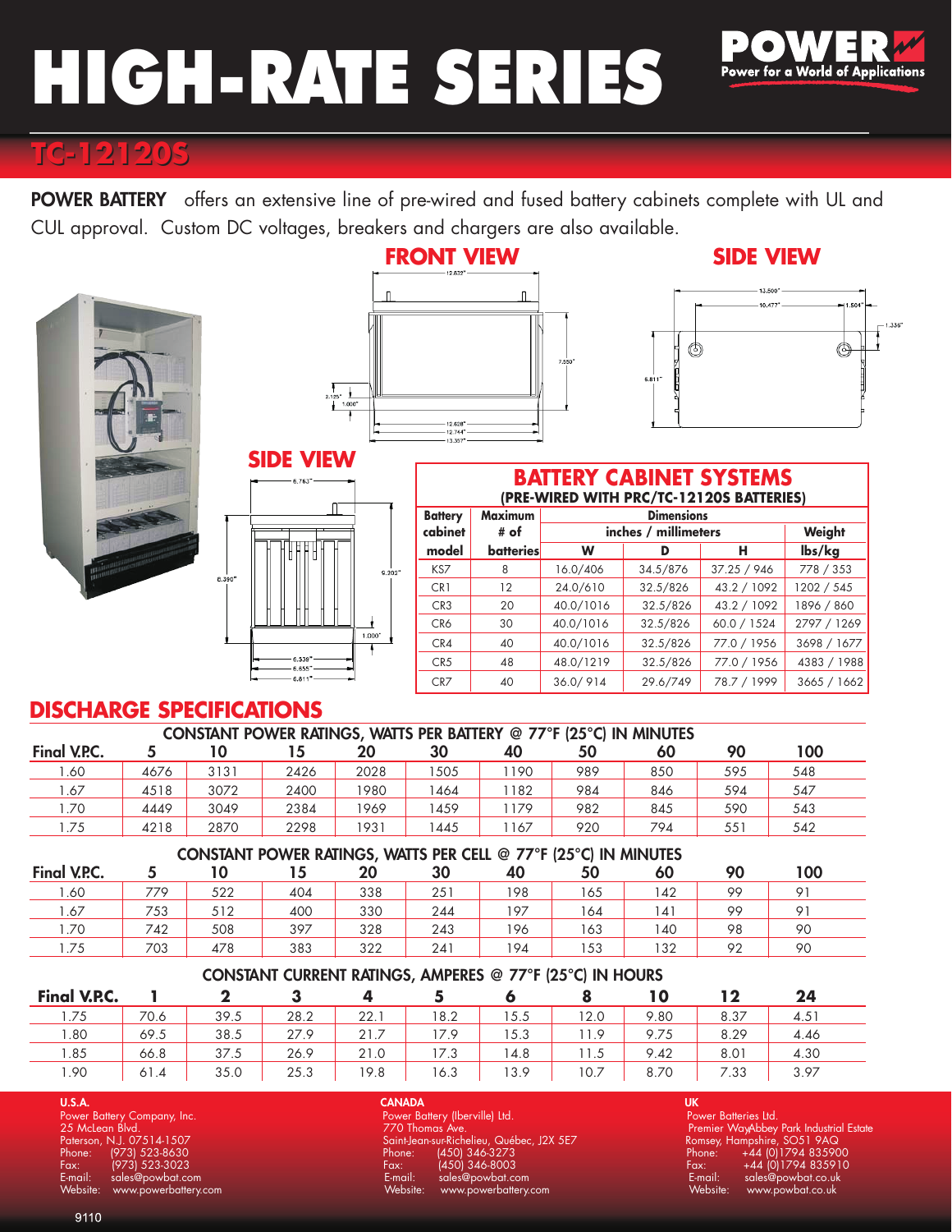# HIGH-RATE SERIES

POWER — Power for a World of Applications

## TC-12120S

**POWER BATTERY** offers an extensive line of pre-wired and fused battery cabinets complete with UL and CUL approval. Custom DC voltages, breakers and chargers are also available.

**FRONT VIEW**

12.632"
7.550"
2.125"
1.000"
12.608"
12.744"
13.357"

**SIDE VIEW**

13.500"
10.477"
1.504"
1.336"
6.811"

**SIDE VIEW**

6.763"
8.390"
9.202"
1.000"
6.339"
6.655"
6.811"

## BATTERY CABINET SYSTEMS

**(PRE-WIRED WITH PRC/TC-12120S BATTERIES)**

| Battery cabinet model | Maximum # of batteries | Dimensions inches / millimeters | | | Weight |
|---|---|---|---|---|---|
| | | W | D | H | lbs/kg |
| KS7 | 8 | 16.0/406 | 34.5/876 | 37.25 / 946 | 778 / 353 |
| CR1 | 12 | 24.0/610 | 32.5/826 | 43.2 / 1092 | 1202 / 545 |
| CR3 | 20 | 40.0/1016 | 32.5/826 | 43.2 / 1092 | 1896 / 860 |
| CR6 | 30 | 40.0/1016 | 32.5/826 | 60.0 / 1524 | 2797 / 1269 |
| CR4 | 40 | 40.0/1016 | 32.5/826 | 77.0 / 1956 | 3698 / 1677 |
| CR5 | 48 | 48.0/1219 | 32.5/826 | 77.0 / 1956 | 4383 / 1988 |
| CR7 | 40 | 36.0/ 914 | 29.6/749 | 78.7 / 1999 | 3665 / 1662 |

## DISCHARGE SPECIFICATIONS

**CONSTANT POWER RATINGS, WATTS PER BATTERY @ 77°F (25°C) IN MINUTES**

| Final V.P.C. | 5 | 10 | 15 | 20 | 30 | 40 | 50 | 60 | 90 | 100 |
|---|---|---|---|---|---|---|---|---|---|---|
| 1.60 | 4676 | 3131 | 2426 | 2028 | 1505 | 1190 | 989 | 850 | 595 | 548 |
| 1.67 | 4518 | 3072 | 2400 | 1980 | 1464 | 1182 | 984 | 846 | 594 | 547 |
| 1.70 | 4449 | 3049 | 2384 | 1969 | 1459 | 1179 | 982 | 845 | 590 | 543 |
| 1.75 | 4218 | 2870 | 2298 | 1931 | 1445 | 1167 | 920 | 794 | 551 | 542 |

**CONSTANT POWER RATINGS, WATTS PER CELL @ 77°F (25°C) IN MINUTES**

| Final V.P.C. | 5 | 10 | 15 | 20 | 30 | 40 | 50 | 60 | 90 | 100 |
|---|---|---|---|---|---|---|---|---|---|---|
| 1.60 | 779 | 522 | 404 | 338 | 251 | 198 | 165 | 142 | 99 | 91 |
| 1.67 | 753 | 512 | 400 | 330 | 244 | 197 | 164 | 141 | 99 | 91 |
| 1.70 | 742 | 508 | 397 | 328 | 243 | 196 | 163 | 140 | 98 | 90 |
| 1.75 | 703 | 478 | 383 | 322 | 241 | 194 | 153 | 132 | 92 | 90 |

**CONSTANT CURRENT RATINGS, AMPERES @ 77°F (25°C) IN HOURS**

| Final V.P.C. | 1 | 2 | 3 | 4 | 5 | 6 | 8 | 10 | 12 | 24 |
|---|---|---|---|---|---|---|---|---|---|---|
| 1.75 | 70.6 | 39.5 | 28.2 | 22.1 | 18.2 | 15.5 | 12.0 | 9.80 | 8.37 | 4.51 |
| 1.80 | 69.5 | 38.5 | 27.9 | 21.7 | 17.9 | 15.3 | 11.9 | 9.75 | 8.29 | 4.46 |
| 1.85 | 66.8 | 37.5 | 26.9 | 21.0 | 17.3 | 14.8 | 11.5 | 9.42 | 8.01 | 4.30 |
| 1.90 | 61.4 | 35.0 | 25.3 | 19.8 | 16.3 | 13.9 | 10.7 | 8.70 | 7.33 | 3.97 |

**U.S.A.**
Power Battery Company, Inc.
25 McLean Blvd.
Paterson, N.J. 07514-1507
Phone: (973) 523-8630
Fax: (973) 523-3023
E-mail: sales@powbat.com
Website: www.powerbattery.com

**CANADA**
Power Battery (Iberville) Ltd.
770 Thomas Ave.
Saint-Jean-sur-Richelieu, Québec, J2X 5E7
Phone: (450) 346-3273
Fax: (450) 346-8003
E-mail: sales@powbat.com
Website: www.powerbattery.com

**UK**
Power Batteries Ltd.
Premier WayAbbey Park Industrial Estate
Romsey, Hampshire, SO51 9AQ
Phone: +44 (0)1794 835900
Fax: +44 (0)1794 835910
E-mail: sales@powbat.co.uk
Website: www.powbat.co.uk

9110